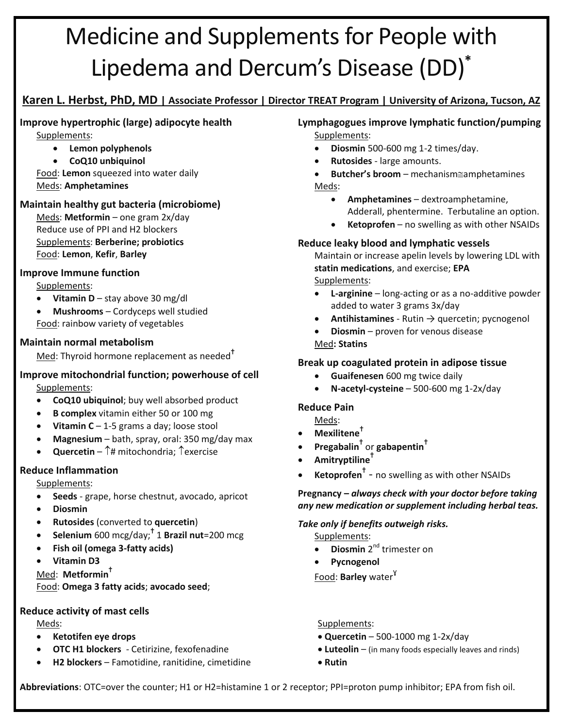# Medicine and Supplements for People with Lipedema and Dercum's Disease (DD)*

**Karen L. Herbst, PhD, MD | Associate Professor | Director TREAT Program | University of Arizona, Tucson, AZ**

### Improve hypertrophic (large) adipocyte health

Supplements:

- **Lemon polyphenols**
- **CoQ10 unbiquinol**

Food: **Lemon** squeezed into water daily

Meds: **Amphetamines**

### Maintain healthy gut bacteria (microbiome)

Meds: **Metformin** – one gram 2x/day

Reduce use of PPI and H2 blockers

Supplements: **Berberine; probiotics**

Food: **Lemon**, **Kefir**, **Barley**

### Improve Immune function

Supplements:

- **Vitamin D** – stay above 30 mg/dl
- **Mushrooms** – Cordyceps well studied

Food: rainbow variety of vegetables

### Maintain normal metabolism

Med: Thyroid hormone replacement as needed†

### Improve mitochondrial function; powerhouse of cell

Supplements:

- **CoQ10 ubiquinol**; buy well absorbed product
- **B complex** vitamin either 50 or 100 mg
- **Vitamin C** – 1-5 grams a day; loose stool
- **Magnesium** – bath, spray, oral: 350 mg/day max
- **Quercetin** – ↑# mitochondria; ↑exercise

### Reduce Inflammation

Supplements:

- **Seeds** - grape, horse chestnut, avocado, apricot
- **Diosmin**
- **Rutosides** (converted to **quercetin**)
- **Selenium** 600 mcg/day;† 1 **Brazil nut**=200 mcg
- **Fish oil (omega 3-fatty acids)**
- **Vitamin D3**

Med: **Metformin**†

Food: **Omega 3 fatty acids**; **avocado seed**;

### Lymphagogues improve lymphatic function/pumping

Supplements:

- **Diosmin** 500-600 mg 1-2 times/day.
- **Rutosides** - large amounts.
- **Butcher's broom** – mechanism≅amphetamines

Meds:

- **Amphetamines** – dextroamphetamine, Adderall, phentermine. Terbutaline an option.
- **Ketoprofen** – no swelling as with other NSAIDs

### Reduce leaky blood and lymphatic vessels

Maintain or increase apelin levels by lowering LDL with **statin medications**, and exercise; **EPA**

Supplements:

- **L-arginine** – long-acting or as a no-additive powder added to water 3 grams 3x/day
- **Antihistamines** - Rutin → quercetin; pycnogenol
- **Diosmin** – proven for venous disease

Med**: Statins**

### Break up coagulated protein in adipose tissue

- **Guaifenesen** 600 mg twice daily
- **N-acetyl-cysteine** – 500-600 mg 1-2x/day

### Reduce Pain

Meds:

- **Mexilitene**†
- **Pregabalin**† or **gabapentin**†
- **Amitryptiline**†
- **Ketoprofen**† - no swelling as with other NSAIDs

**Pregnancy –** ***always check with your doctor before taking any new medication or supplement including herbal teas.***

***Take only if benefits outweigh risks.***

Supplements:

- **Diosmin** 2nd trimester on
- **Pycnogenol**

Food: **Barley** water[ɣ]

### Reduce activity of mast cells

Meds:

- **Ketotifen eye drops**
- **OTC H1 blockers** - Cetirizine, fexofenadine
- **H2 blockers** – Famotidine, ranitidine, cimetidine

Supplements:

- **Quercetin** – 500-1000 mg 1-2x/day
- **Luteolin** – (in many foods especially leaves and rinds)
- **Rutin**

**Abbreviations**: OTC=over the counter; H1 or H2=histamine 1 or 2 receptor; PPI=proton pump inhibitor; EPA from fish oil.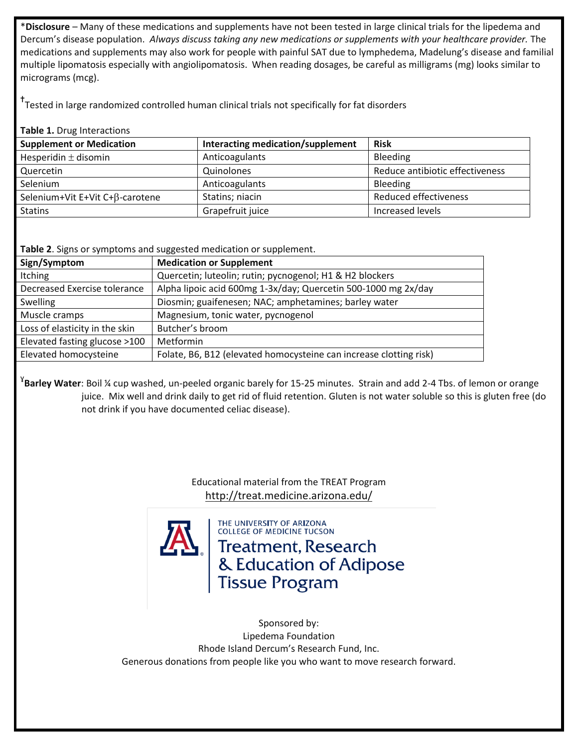*​**Disclosure** – Many of these medications and supplements have not been tested in large clinical trials for the lipedema and Dercum's disease population. *Always discuss taking any new medications or supplements with your healthcare provider.* The medications and supplements may also work for people with painful SAT due to lymphedema, Madelung's disease and familial multiple lipomatosis especially with angiolipomatosis. When reading dosages, be careful as milligrams (mg) looks similar to micrograms (mcg).

†Tested in large randomized controlled human clinical trials not specifically for fat disorders

**Table 1.** Drug Interactions

| Supplement or Medication | Interacting medication/supplement | Risk |
|---|---|---|
| Hesperidin ± disomin | Anticoagulants | Bleeding |
| Quercetin | Quinolones | Reduce antibiotic effectiveness |
| Selenium | Anticoagulants | Bleeding |
| Selenium+Vit E+Vit C+β-carotene | Statins; niacin | Reduced effectiveness |
| Statins | Grapefruit juice | Increased levels |

**Table 2**. Signs or symptoms and suggested medication or supplement.

| Sign/Symptom | Medication or Supplement |
|---|---|
| Itching | Quercetin; luteolin; rutin; pycnogenol; H1 & H2 blockers |
| Decreased Exercise tolerance | Alpha lipoic acid 600mg 1-3x/day; Quercetin 500-1000 mg 2x/day |
| Swelling | Diosmin; guaifenesen; NAC; amphetamines; barley water |
| Muscle cramps | Magnesium, tonic water, pycnogenol |
| Loss of elasticity in the skin | Butcher's broom |
| Elevated fasting glucose >100 | Metformin |
| Elevated homocysteine | Folate, B6, B12 (elevated homocysteine can increase clotting risk) |

ˠ**Barley Water**: Boil ¼ cup washed, un-peeled organic barely for 15-25 minutes. Strain and add 2-4 Tbs. of lemon or orange juice. Mix well and drink daily to get rid of fluid retention. Gluten is not water soluble so this is gluten free (do not drink if you have documented celiac disease).

Educational material from the TREAT Program
http://treat.medicine.arizona.edu/

THE UNIVERSITY OF ARIZONA
COLLEGE OF MEDICINE TUCSON
Treatment, Research & Education of Adipose Tissue Program

Sponsored by:
Lipedema Foundation
Rhode Island Dercum's Research Fund, Inc.
Generous donations from people like you who want to move research forward.